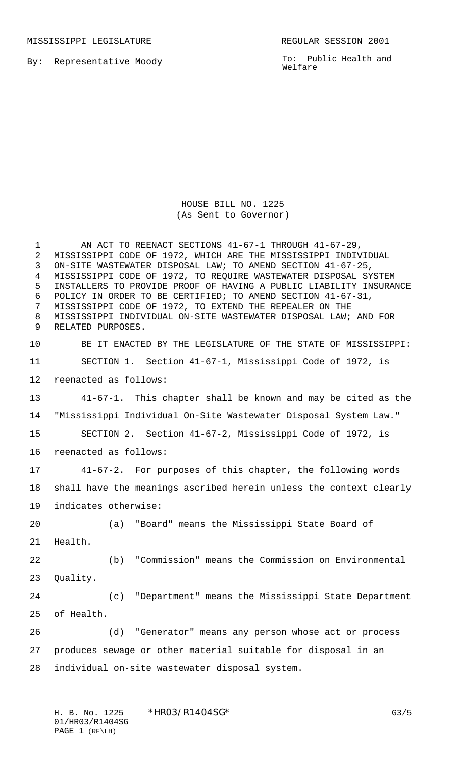MISSISSIPPI LEGISLATURE REGULAR SESSION 2001

By: Representative Moody

To: Public Health and Welfare

HOUSE BILL NO. 1225
(As Sent to Governor)

AN ACT TO REENACT SECTIONS 41-67-1 THROUGH 41-67-29, MISSISSIPPI CODE OF 1972, WHICH ARE THE MISSISSIPPI INDIVIDUAL ON-SITE WASTEWATER DISPOSAL LAW; TO AMEND SECTION 41-67-25, MISSISSIPPI CODE OF 1972, TO REQUIRE WASTEWATER DISPOSAL SYSTEM INSTALLERS TO PROVIDE PROOF OF HAVING A PUBLIC LIABILITY INSURANCE POLICY IN ORDER TO BE CERTIFIED; TO AMEND SECTION 41-67-31, MISSISSIPPI CODE OF 1972, TO EXTEND THE REPEALER ON THE MISSISSIPPI INDIVIDUAL ON-SITE WASTEWATER DISPOSAL LAW; AND FOR RELATED PURPOSES.

BE IT ENACTED BY THE LEGISLATURE OF THE STATE OF MISSISSIPPI:

SECTION 1. Section 41-67-1, Mississippi Code of 1972, is reenacted as follows:

41-67-1. This chapter shall be known and may be cited as the "Mississippi Individual On-Site Wastewater Disposal System Law."

SECTION 2. Section 41-67-2, Mississippi Code of 1972, is reenacted as follows:

41-67-2. For purposes of this chapter, the following words shall have the meanings ascribed herein unless the context clearly indicates otherwise:

(a) "Board" means the Mississippi State Board of Health.

(b) "Commission" means the Commission on Environmental Quality.

(c) "Department" means the Mississippi State Department of Health.

(d) "Generator" means any person whose act or process produces sewage or other material suitable for disposal in an individual on-site wastewater disposal system.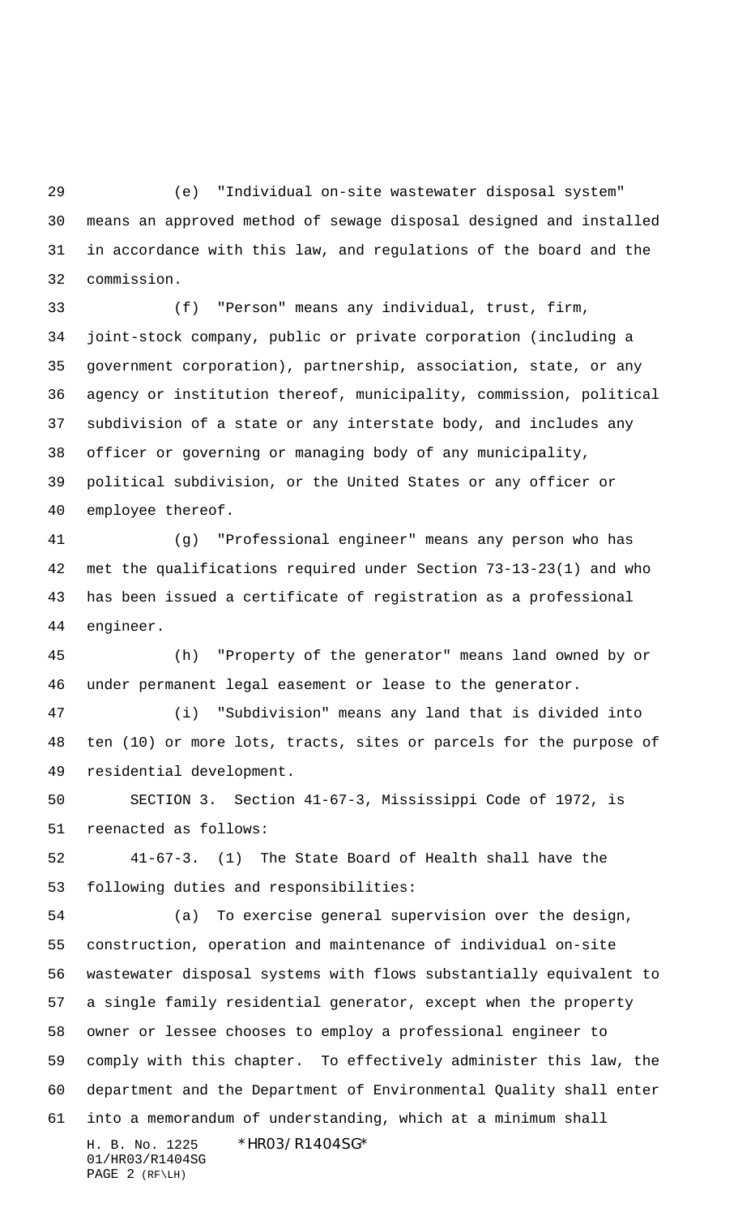(e) "Individual on-site wastewater disposal system" means an approved method of sewage disposal designed and installed in accordance with this law, and regulations of the board and the commission.

(f) "Person" means any individual, trust, firm, joint-stock company, public or private corporation (including a government corporation), partnership, association, state, or any agency or institution thereof, municipality, commission, political subdivision of a state or any interstate body, and includes any officer or governing or managing body of any municipality, political subdivision, or the United States or any officer or employee thereof.

(g) "Professional engineer" means any person who has met the qualifications required under Section 73-13-23(1) and who has been issued a certificate of registration as a professional engineer.

(h) "Property of the generator" means land owned by or under permanent legal easement or lease to the generator.

(i) "Subdivision" means any land that is divided into ten (10) or more lots, tracts, sites or parcels for the purpose of residential development.

SECTION 3. Section 41-67-3, Mississippi Code of 1972, is reenacted as follows:

41-67-3. (1) The State Board of Health shall have the following duties and responsibilities:

(a) To exercise general supervision over the design, construction, operation and maintenance of individual on-site wastewater disposal systems with flows substantially equivalent to a single family residential generator, except when the property owner or lessee chooses to employ a professional engineer to comply with this chapter. To effectively administer this law, the department and the Department of Environmental Quality shall enter into a memorandum of understanding, which at a minimum shall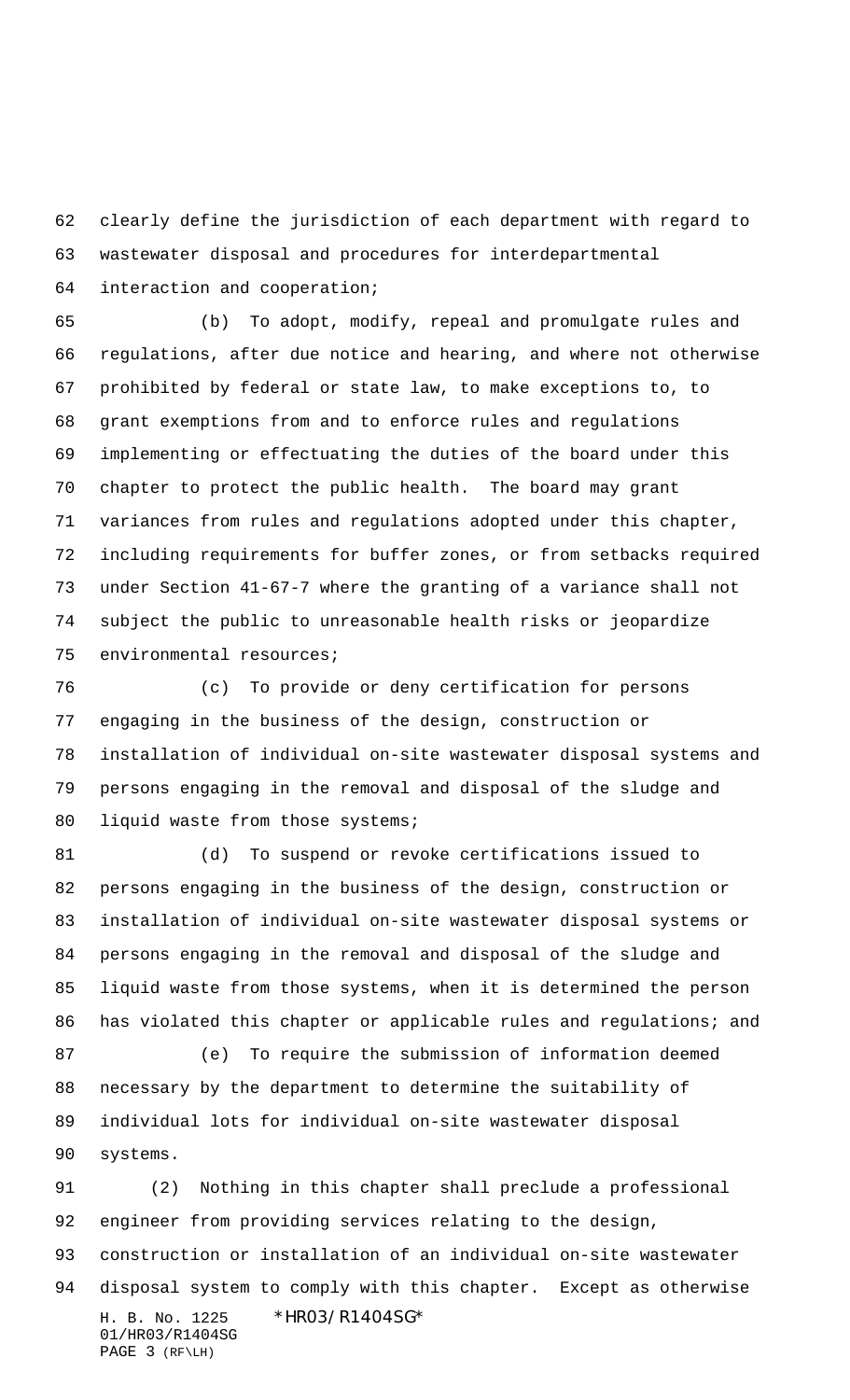clearly define the jurisdiction of each department with regard to wastewater disposal and procedures for interdepartmental interaction and cooperation;

(b) To adopt, modify, repeal and promulgate rules and regulations, after due notice and hearing, and where not otherwise prohibited by federal or state law, to make exceptions to, to grant exemptions from and to enforce rules and regulations implementing or effectuating the duties of the board under this chapter to protect the public health. The board may grant variances from rules and regulations adopted under this chapter, including requirements for buffer zones, or from setbacks required under Section 41-67-7 where the granting of a variance shall not subject the public to unreasonable health risks or jeopardize environmental resources;

(c) To provide or deny certification for persons engaging in the business of the design, construction or installation of individual on-site wastewater disposal systems and persons engaging in the removal and disposal of the sludge and liquid waste from those systems;

(d) To suspend or revoke certifications issued to persons engaging in the business of the design, construction or installation of individual on-site wastewater disposal systems or persons engaging in the removal and disposal of the sludge and liquid waste from those systems, when it is determined the person has violated this chapter or applicable rules and regulations; and

(e) To require the submission of information deemed necessary by the department to determine the suitability of individual lots for individual on-site wastewater disposal systems.

(2) Nothing in this chapter shall preclude a professional engineer from providing services relating to the design, construction or installation of an individual on-site wastewater disposal system to comply with this chapter. Except as otherwise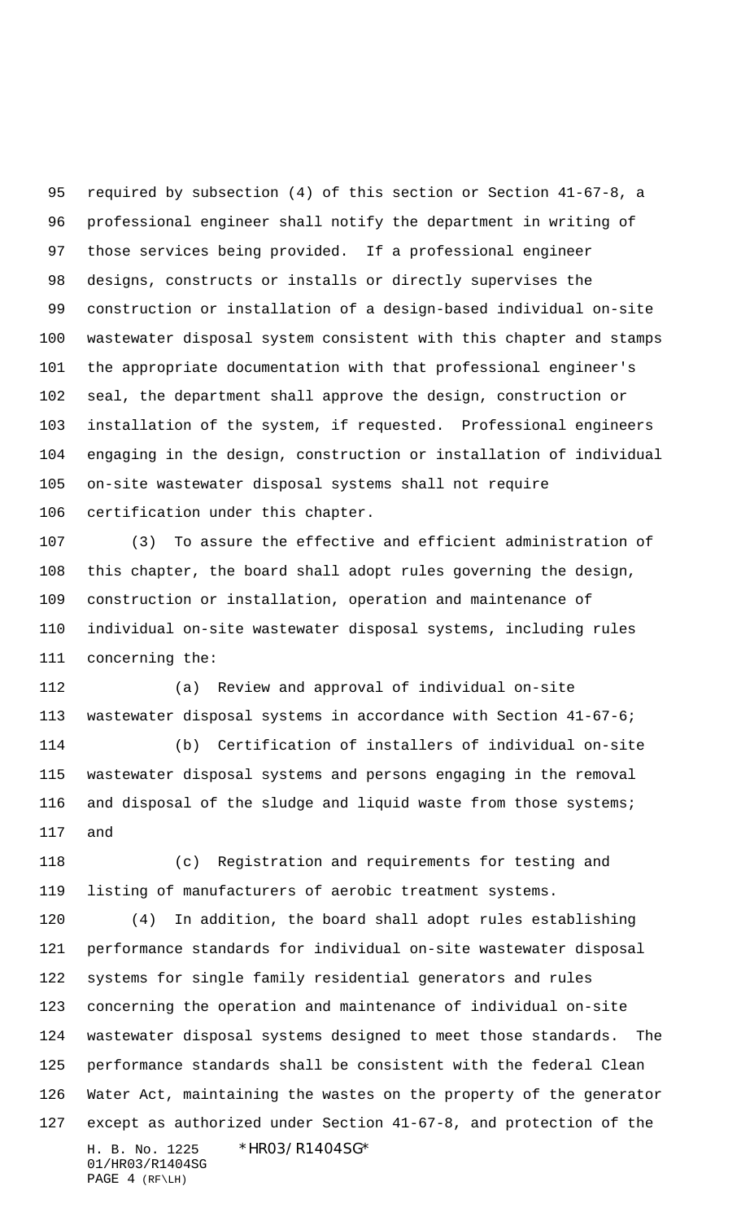required by subsection (4) of this section or Section 41-67-8, a professional engineer shall notify the department in writing of those services being provided. If a professional engineer designs, constructs or installs or directly supervises the construction or installation of a design-based individual on-site wastewater disposal system consistent with this chapter and stamps the appropriate documentation with that professional engineer's seal, the department shall approve the design, construction or installation of the system, if requested. Professional engineers engaging in the design, construction or installation of individual on-site wastewater disposal systems shall not require certification under this chapter.

(3) To assure the effective and efficient administration of this chapter, the board shall adopt rules governing the design, construction or installation, operation and maintenance of individual on-site wastewater disposal systems, including rules concerning the:

(a) Review and approval of individual on-site wastewater disposal systems in accordance with Section 41-67-6;

(b) Certification of installers of individual on-site wastewater disposal systems and persons engaging in the removal and disposal of the sludge and liquid waste from those systems; and

(c) Registration and requirements for testing and listing of manufacturers of aerobic treatment systems.

(4) In addition, the board shall adopt rules establishing performance standards for individual on-site wastewater disposal systems for single family residential generators and rules concerning the operation and maintenance of individual on-site wastewater disposal systems designed to meet those standards. The performance standards shall be consistent with the federal Clean Water Act, maintaining the wastes on the property of the generator except as authorized under Section 41-67-8, and protection of the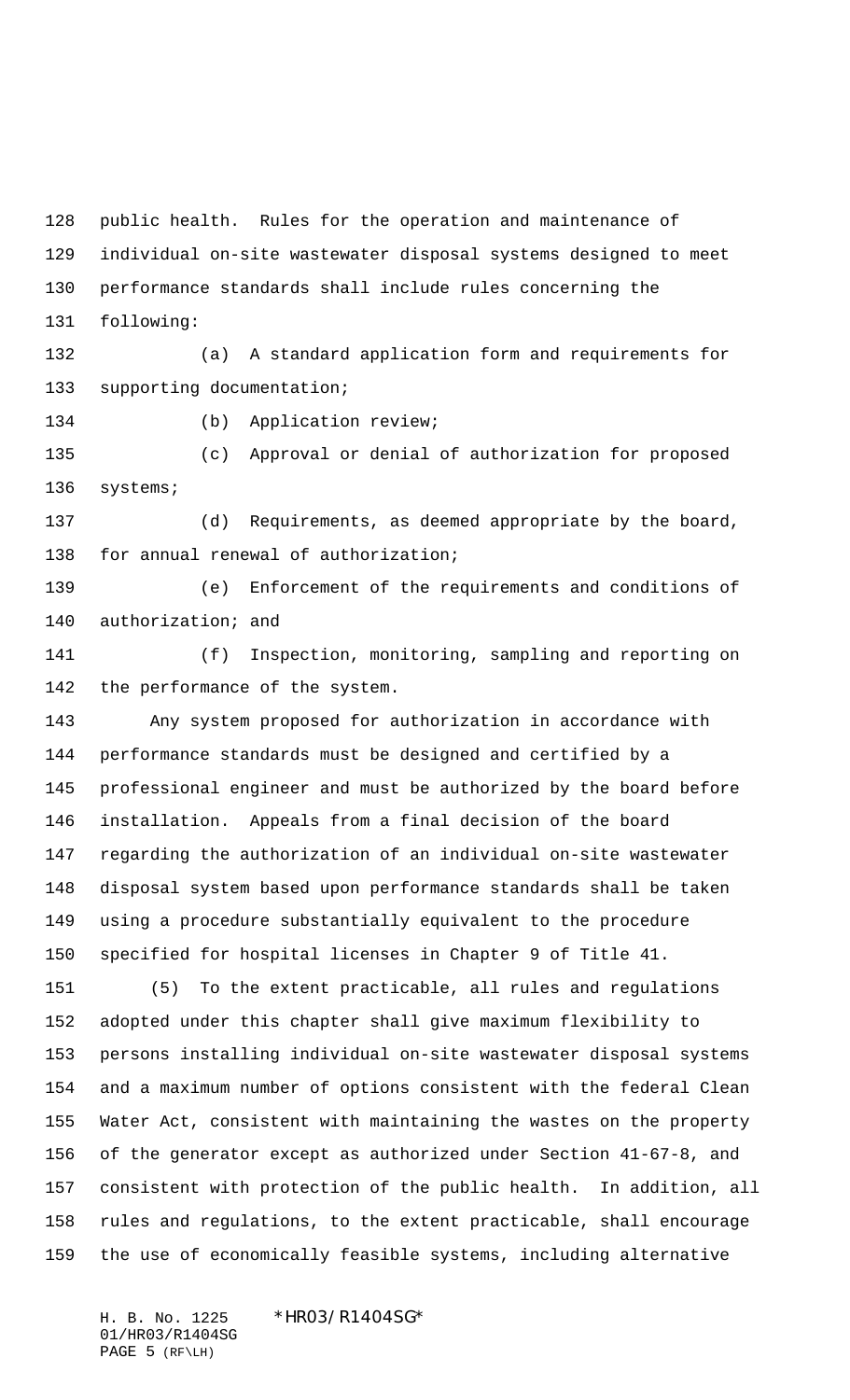public health. Rules for the operation and maintenance of individual on-site wastewater disposal systems designed to meet performance standards shall include rules concerning the following:

(a) A standard application form and requirements for supporting documentation;

(b) Application review;

(c) Approval or denial of authorization for proposed systems;

(d) Requirements, as deemed appropriate by the board, for annual renewal of authorization;

(e) Enforcement of the requirements and conditions of authorization; and

(f) Inspection, monitoring, sampling and reporting on the performance of the system.

Any system proposed for authorization in accordance with performance standards must be designed and certified by a professional engineer and must be authorized by the board before installation. Appeals from a final decision of the board regarding the authorization of an individual on-site wastewater disposal system based upon performance standards shall be taken using a procedure substantially equivalent to the procedure specified for hospital licenses in Chapter 9 of Title 41.

(5) To the extent practicable, all rules and regulations adopted under this chapter shall give maximum flexibility to persons installing individual on-site wastewater disposal systems and a maximum number of options consistent with the federal Clean Water Act, consistent with maintaining the wastes on the property of the generator except as authorized under Section 41-67-8, and consistent with protection of the public health. In addition, all rules and regulations, to the extent practicable, shall encourage the use of economically feasible systems, including alternative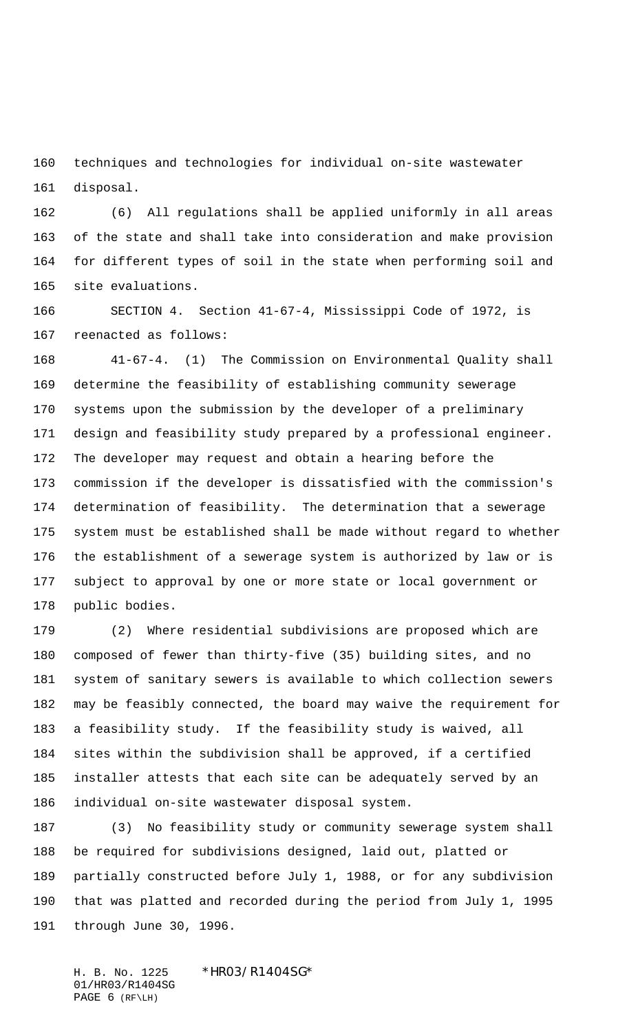techniques and technologies for individual on-site wastewater disposal.

(6) All regulations shall be applied uniformly in all areas of the state and shall take into consideration and make provision for different types of soil in the state when performing soil and site evaluations.

SECTION 4. Section 41-67-4, Mississippi Code of 1972, is reenacted as follows:

41-67-4. (1) The Commission on Environmental Quality shall determine the feasibility of establishing community sewerage systems upon the submission by the developer of a preliminary design and feasibility study prepared by a professional engineer. The developer may request and obtain a hearing before the commission if the developer is dissatisfied with the commission's determination of feasibility. The determination that a sewerage system must be established shall be made without regard to whether the establishment of a sewerage system is authorized by law or is subject to approval by one or more state or local government or public bodies.

(2) Where residential subdivisions are proposed which are composed of fewer than thirty-five (35) building sites, and no system of sanitary sewers is available to which collection sewers may be feasibly connected, the board may waive the requirement for a feasibility study. If the feasibility study is waived, all sites within the subdivision shall be approved, if a certified installer attests that each site can be adequately served by an individual on-site wastewater disposal system.

(3) No feasibility study or community sewerage system shall be required for subdivisions designed, laid out, platted or partially constructed before July 1, 1988, or for any subdivision that was platted and recorded during the period from July 1, 1995 through June 30, 1996.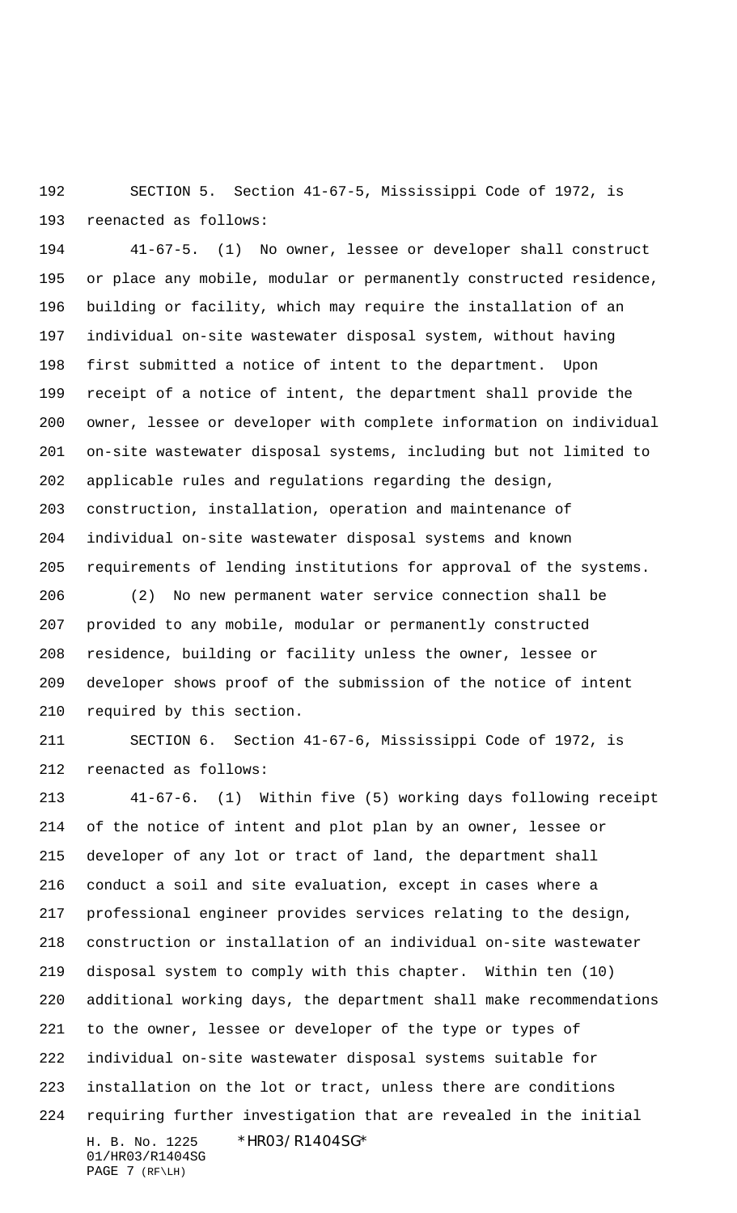SECTION 5. Section 41-67-5, Mississippi Code of 1972, is reenacted as follows:

41-67-5. (1) No owner, lessee or developer shall construct or place any mobile, modular or permanently constructed residence, building or facility, which may require the installation of an individual on-site wastewater disposal system, without having first submitted a notice of intent to the department. Upon receipt of a notice of intent, the department shall provide the owner, lessee or developer with complete information on individual on-site wastewater disposal systems, including but not limited to applicable rules and regulations regarding the design, construction, installation, operation and maintenance of individual on-site wastewater disposal systems and known requirements of lending institutions for approval of the systems.

(2) No new permanent water service connection shall be provided to any mobile, modular or permanently constructed residence, building or facility unless the owner, lessee or developer shows proof of the submission of the notice of intent required by this section.

SECTION 6. Section 41-67-6, Mississippi Code of 1972, is reenacted as follows:

41-67-6. (1) Within five (5) working days following receipt of the notice of intent and plot plan by an owner, lessee or developer of any lot or tract of land, the department shall conduct a soil and site evaluation, except in cases where a professional engineer provides services relating to the design, construction or installation of an individual on-site wastewater disposal system to comply with this chapter. Within ten (10) additional working days, the department shall make recommendations to the owner, lessee or developer of the type or types of individual on-site wastewater disposal systems suitable for installation on the lot or tract, unless there are conditions requiring further investigation that are revealed in the initial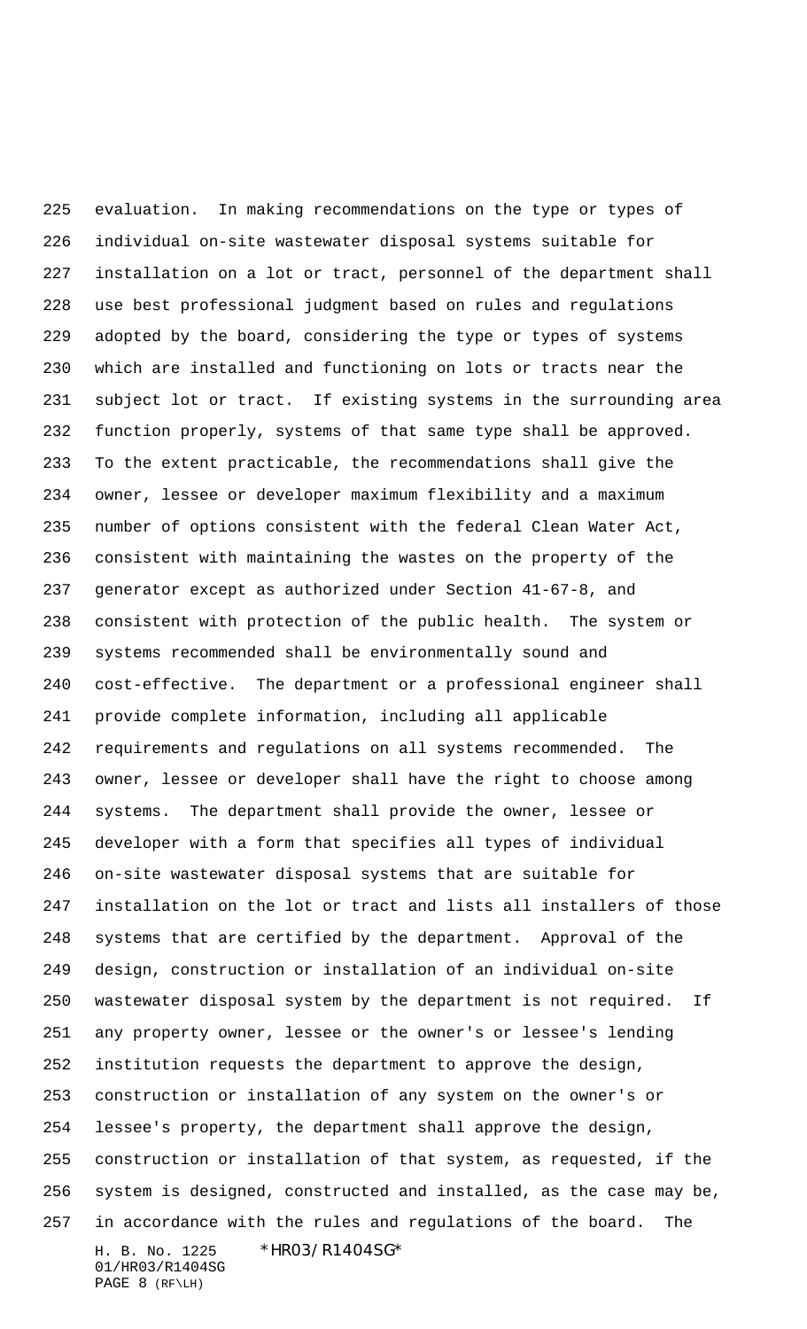evaluation. In making recommendations on the type or types of individual on-site wastewater disposal systems suitable for installation on a lot or tract, personnel of the department shall use best professional judgment based on rules and regulations adopted by the board, considering the type or types of systems which are installed and functioning on lots or tracts near the subject lot or tract. If existing systems in the surrounding area function properly, systems of that same type shall be approved. To the extent practicable, the recommendations shall give the owner, lessee or developer maximum flexibility and a maximum number of options consistent with the federal Clean Water Act, consistent with maintaining the wastes on the property of the generator except as authorized under Section 41-67-8, and consistent with protection of the public health. The system or systems recommended shall be environmentally sound and cost-effective. The department or a professional engineer shall provide complete information, including all applicable requirements and regulations on all systems recommended. The owner, lessee or developer shall have the right to choose among systems. The department shall provide the owner, lessee or developer with a form that specifies all types of individual on-site wastewater disposal systems that are suitable for installation on the lot or tract and lists all installers of those systems that are certified by the department. Approval of the design, construction or installation of an individual on-site wastewater disposal system by the department is not required. If any property owner, lessee or the owner's or lessee's lending institution requests the department to approve the design, construction or installation of any system on the owner's or lessee's property, the department shall approve the design, construction or installation of that system, as requested, if the system is designed, constructed and installed, as the case may be, in accordance with the rules and regulations of the board. The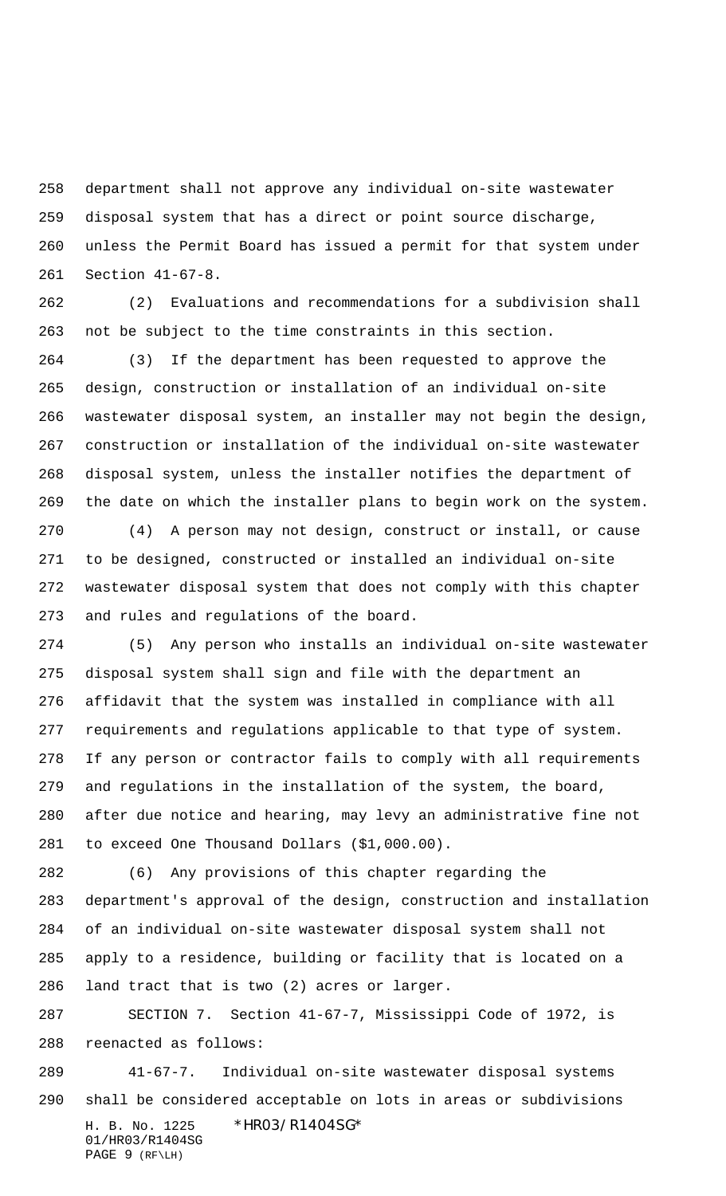department shall not approve any individual on-site wastewater disposal system that has a direct or point source discharge, unless the Permit Board has issued a permit for that system under Section 41-67-8.

(2) Evaluations and recommendations for a subdivision shall not be subject to the time constraints in this section.

(3) If the department has been requested to approve the design, construction or installation of an individual on-site wastewater disposal system, an installer may not begin the design, construction or installation of the individual on-site wastewater disposal system, unless the installer notifies the department of the date on which the installer plans to begin work on the system.

(4) A person may not design, construct or install, or cause to be designed, constructed or installed an individual on-site wastewater disposal system that does not comply with this chapter and rules and regulations of the board.

(5) Any person who installs an individual on-site wastewater disposal system shall sign and file with the department an affidavit that the system was installed in compliance with all requirements and regulations applicable to that type of system. If any person or contractor fails to comply with all requirements and regulations in the installation of the system, the board, after due notice and hearing, may levy an administrative fine not to exceed One Thousand Dollars ($1,000.00).

(6) Any provisions of this chapter regarding the department's approval of the design, construction and installation of an individual on-site wastewater disposal system shall not apply to a residence, building or facility that is located on a land tract that is two (2) acres or larger.

SECTION 7. Section 41-67-7, Mississippi Code of 1972, is reenacted as follows:

41-67-7. Individual on-site wastewater disposal systems shall be considered acceptable on lots in areas or subdivisions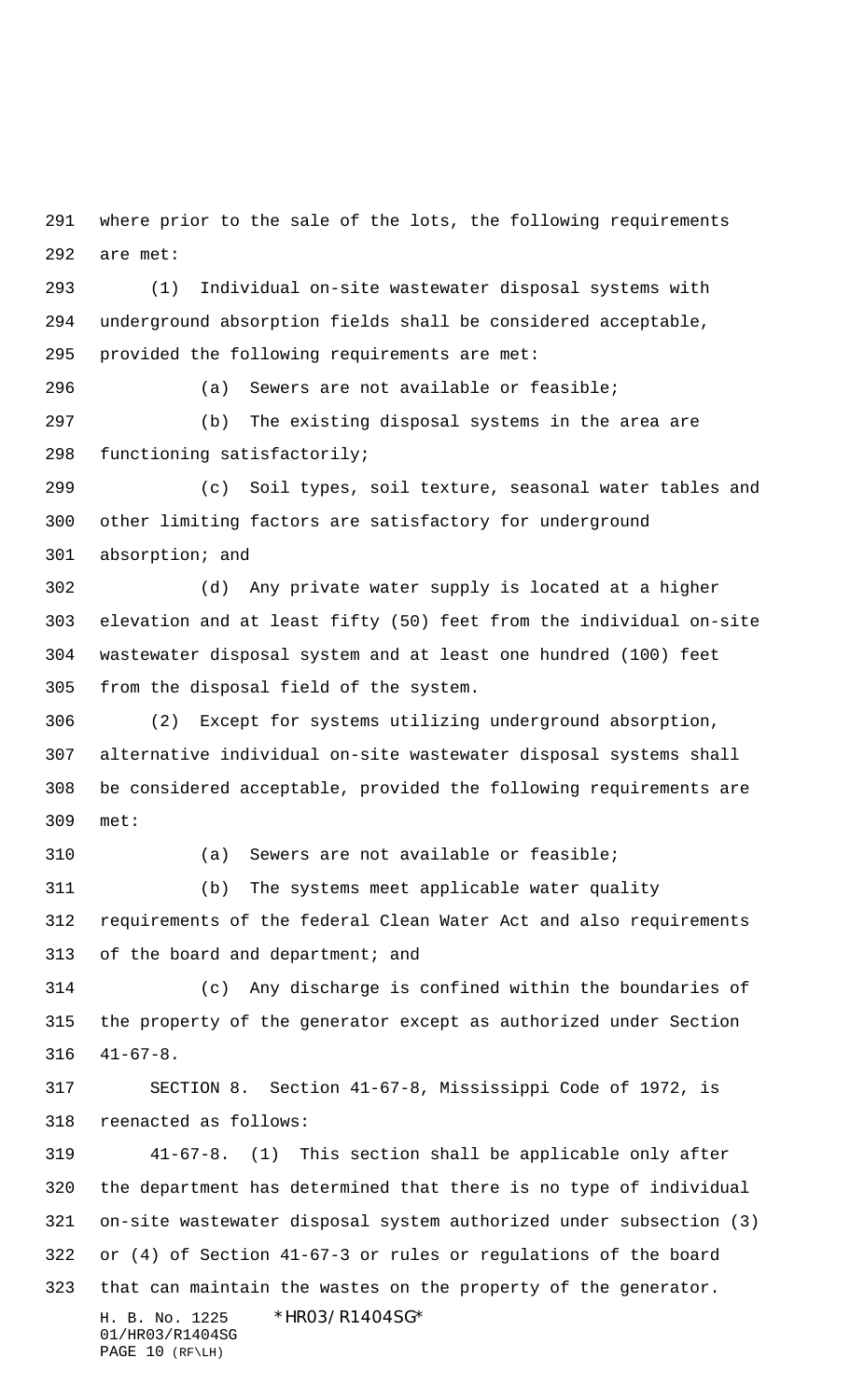where prior to the sale of the lots, the following requirements are met:

(1) Individual on-site wastewater disposal systems with underground absorption fields shall be considered acceptable, provided the following requirements are met:

(a) Sewers are not available or feasible;

(b) The existing disposal systems in the area are functioning satisfactorily;

(c) Soil types, soil texture, seasonal water tables and other limiting factors are satisfactory for underground absorption; and

(d) Any private water supply is located at a higher elevation and at least fifty (50) feet from the individual on-site wastewater disposal system and at least one hundred (100) feet from the disposal field of the system.

(2) Except for systems utilizing underground absorption, alternative individual on-site wastewater disposal systems shall be considered acceptable, provided the following requirements are met:

(a) Sewers are not available or feasible;

(b) The systems meet applicable water quality requirements of the federal Clean Water Act and also requirements of the board and department; and

(c) Any discharge is confined within the boundaries of the property of the generator except as authorized under Section 41-67-8.

SECTION 8. Section 41-67-8, Mississippi Code of 1972, is reenacted as follows:

41-67-8. (1) This section shall be applicable only after the department has determined that there is no type of individual on-site wastewater disposal system authorized under subsection (3) or (4) of Section 41-67-3 or rules or regulations of the board that can maintain the wastes on the property of the generator.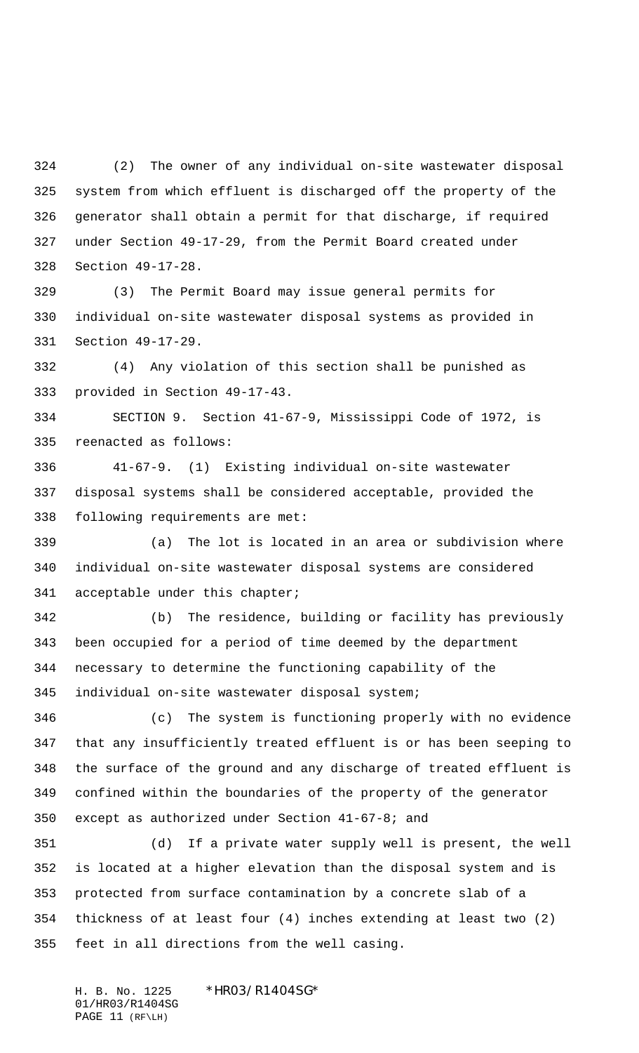(2) The owner of any individual on-site wastewater disposal system from which effluent is discharged off the property of the generator shall obtain a permit for that discharge, if required under Section 49-17-29, from the Permit Board created under Section 49-17-28.

(3) The Permit Board may issue general permits for individual on-site wastewater disposal systems as provided in Section 49-17-29.

(4) Any violation of this section shall be punished as provided in Section 49-17-43.

SECTION 9. Section 41-67-9, Mississippi Code of 1972, is reenacted as follows:

41-67-9. (1) Existing individual on-site wastewater disposal systems shall be considered acceptable, provided the following requirements are met:

(a) The lot is located in an area or subdivision where individual on-site wastewater disposal systems are considered acceptable under this chapter;

(b) The residence, building or facility has previously been occupied for a period of time deemed by the department necessary to determine the functioning capability of the individual on-site wastewater disposal system;

(c) The system is functioning properly with no evidence that any insufficiently treated effluent is or has been seeping to the surface of the ground and any discharge of treated effluent is confined within the boundaries of the property of the generator except as authorized under Section 41-67-8; and

(d) If a private water supply well is present, the well is located at a higher elevation than the disposal system and is protected from surface contamination by a concrete slab of a thickness of at least four (4) inches extending at least two (2) feet in all directions from the well casing.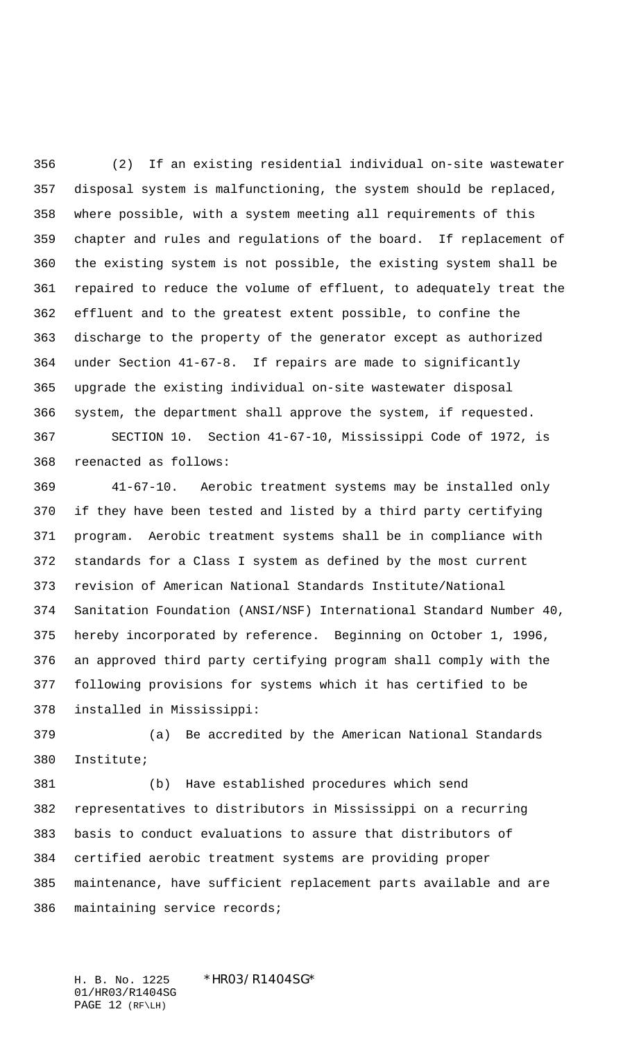(2) If an existing residential individual on-site wastewater disposal system is malfunctioning, the system should be replaced, where possible, with a system meeting all requirements of this chapter and rules and regulations of the board. If replacement of the existing system is not possible, the existing system shall be repaired to reduce the volume of effluent, to adequately treat the effluent and to the greatest extent possible, to confine the discharge to the property of the generator except as authorized under Section 41-67-8. If repairs are made to significantly upgrade the existing individual on-site wastewater disposal system, the department shall approve the system, if requested.

SECTION 10. Section 41-67-10, Mississippi Code of 1972, is reenacted as follows:

41-67-10. Aerobic treatment systems may be installed only if they have been tested and listed by a third party certifying program. Aerobic treatment systems shall be in compliance with standards for a Class I system as defined by the most current revision of American National Standards Institute/National Sanitation Foundation (ANSI/NSF) International Standard Number 40, hereby incorporated by reference. Beginning on October 1, 1996, an approved third party certifying program shall comply with the following provisions for systems which it has certified to be installed in Mississippi:

(a) Be accredited by the American National Standards Institute;

(b) Have established procedures which send representatives to distributors in Mississippi on a recurring basis to conduct evaluations to assure that distributors of certified aerobic treatment systems are providing proper maintenance, have sufficient replacement parts available and are maintaining service records;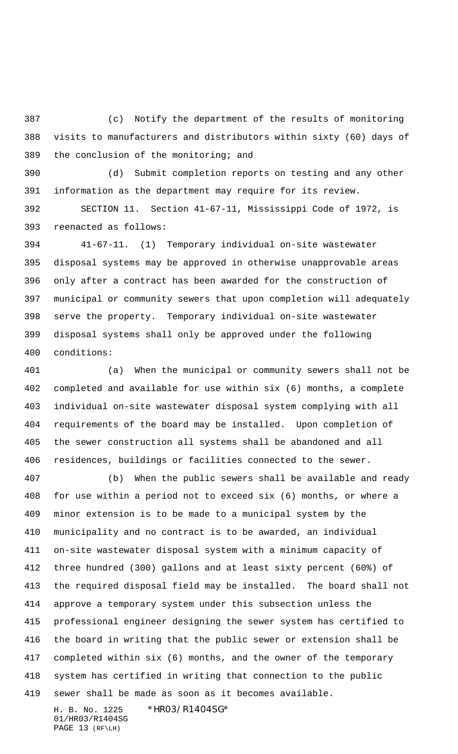(c) Notify the department of the results of monitoring visits to manufacturers and distributors within sixty (60) days of the conclusion of the monitoring; and

(d) Submit completion reports on testing and any other information as the department may require for its review.

SECTION 11. Section 41-67-11, Mississippi Code of 1972, is reenacted as follows:

41-67-11. (1) Temporary individual on-site wastewater disposal systems may be approved in otherwise unapprovable areas only after a contract has been awarded for the construction of municipal or community sewers that upon completion will adequately serve the property. Temporary individual on-site wastewater disposal systems shall only be approved under the following conditions:

(a) When the municipal or community sewers shall not be completed and available for use within six (6) months, a complete individual on-site wastewater disposal system complying with all requirements of the board may be installed. Upon completion of the sewer construction all systems shall be abandoned and all residences, buildings or facilities connected to the sewer.

(b) When the public sewers shall be available and ready for use within a period not to exceed six (6) months, or where a minor extension is to be made to a municipal system by the municipality and no contract is to be awarded, an individual on-site wastewater disposal system with a minimum capacity of three hundred (300) gallons and at least sixty percent (60%) of the required disposal field may be installed. The board shall not approve a temporary system under this subsection unless the professional engineer designing the sewer system has certified to the board in writing that the public sewer or extension shall be completed within six (6) months, and the owner of the temporary system has certified in writing that connection to the public sewer shall be made as soon as it becomes available.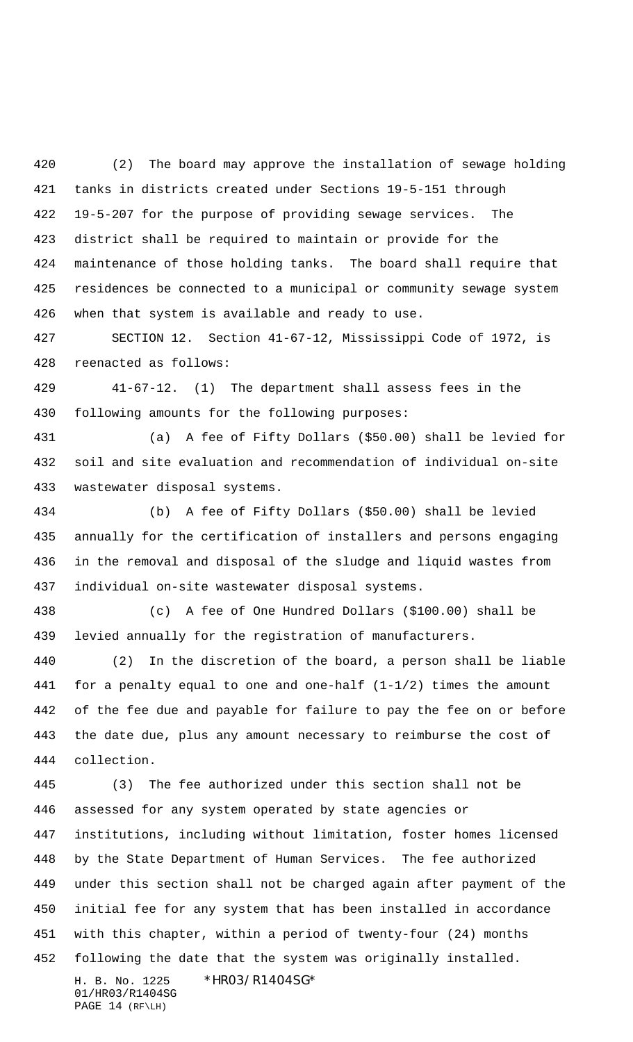(2) The board may approve the installation of sewage holding tanks in districts created under Sections 19-5-151 through 19-5-207 for the purpose of providing sewage services. The district shall be required to maintain or provide for the maintenance of those holding tanks. The board shall require that residences be connected to a municipal or community sewage system when that system is available and ready to use.

SECTION 12. Section 41-67-12, Mississippi Code of 1972, is reenacted as follows:

41-67-12. (1) The department shall assess fees in the following amounts for the following purposes:

(a) A fee of Fifty Dollars ($50.00) shall be levied for soil and site evaluation and recommendation of individual on-site wastewater disposal systems.

(b) A fee of Fifty Dollars ($50.00) shall be levied annually for the certification of installers and persons engaging in the removal and disposal of the sludge and liquid wastes from individual on-site wastewater disposal systems.

(c) A fee of One Hundred Dollars ($100.00) shall be levied annually for the registration of manufacturers.

(2) In the discretion of the board, a person shall be liable for a penalty equal to one and one-half (1-1/2) times the amount of the fee due and payable for failure to pay the fee on or before the date due, plus any amount necessary to reimburse the cost of collection.

(3) The fee authorized under this section shall not be assessed for any system operated by state agencies or institutions, including without limitation, foster homes licensed by the State Department of Human Services. The fee authorized under this section shall not be charged again after payment of the initial fee for any system that has been installed in accordance with this chapter, within a period of twenty-four (24) months following the date that the system was originally installed.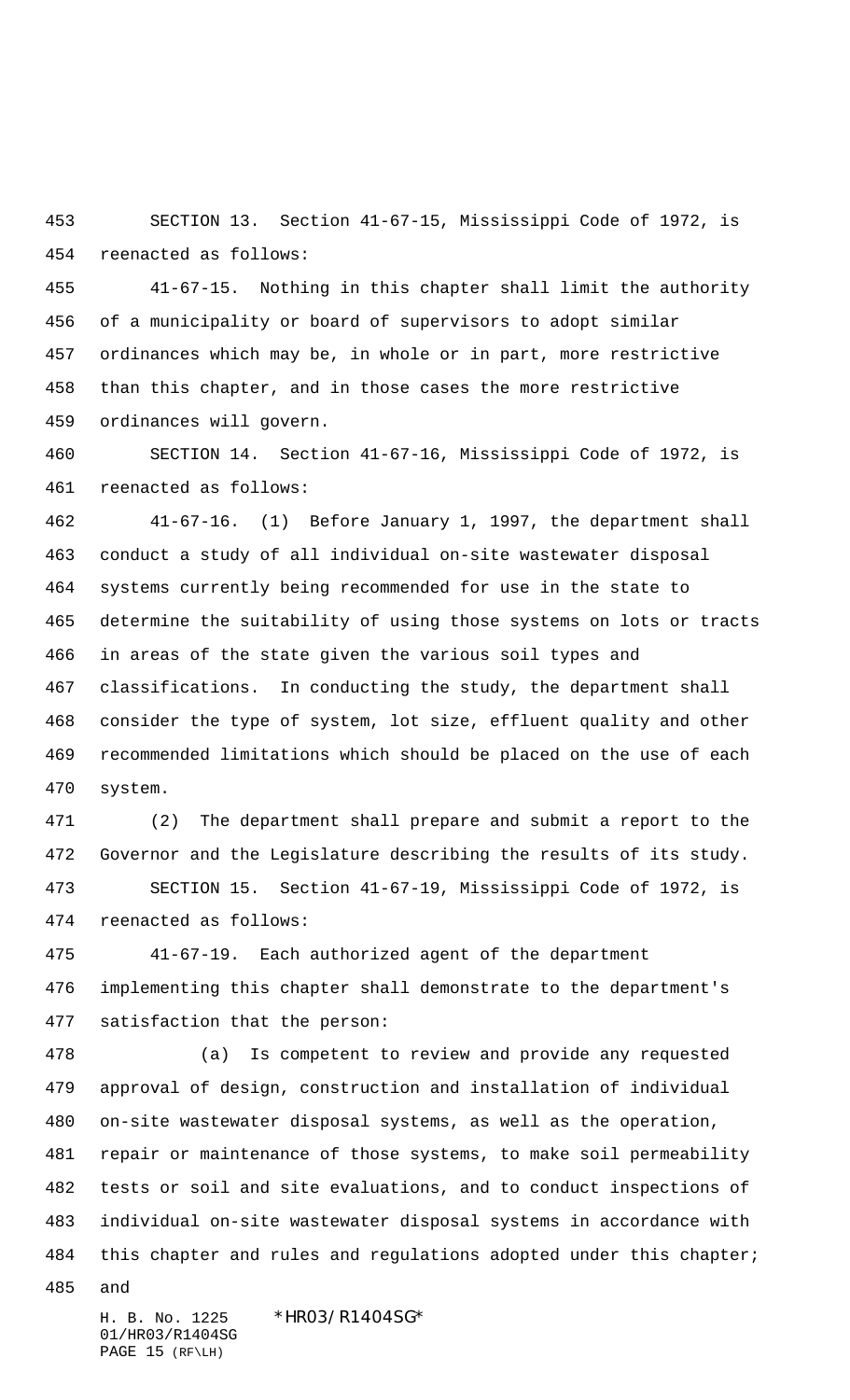SECTION 13. Section 41-67-15, Mississippi Code of 1972, is reenacted as follows:

41-67-15. Nothing in this chapter shall limit the authority of a municipality or board of supervisors to adopt similar ordinances which may be, in whole or in part, more restrictive than this chapter, and in those cases the more restrictive ordinances will govern.

SECTION 14. Section 41-67-16, Mississippi Code of 1972, is reenacted as follows:

41-67-16. (1) Before January 1, 1997, the department shall conduct a study of all individual on-site wastewater disposal systems currently being recommended for use in the state to determine the suitability of using those systems on lots or tracts in areas of the state given the various soil types and classifications. In conducting the study, the department shall consider the type of system, lot size, effluent quality and other recommended limitations which should be placed on the use of each system.

(2) The department shall prepare and submit a report to the Governor and the Legislature describing the results of its study.

SECTION 15. Section 41-67-19, Mississippi Code of 1972, is reenacted as follows:

41-67-19. Each authorized agent of the department implementing this chapter shall demonstrate to the department's satisfaction that the person:

(a) Is competent to review and provide any requested approval of design, construction and installation of individual on-site wastewater disposal systems, as well as the operation, repair or maintenance of those systems, to make soil permeability tests or soil and site evaluations, and to conduct inspections of individual on-site wastewater disposal systems in accordance with this chapter and rules and regulations adopted under this chapter; and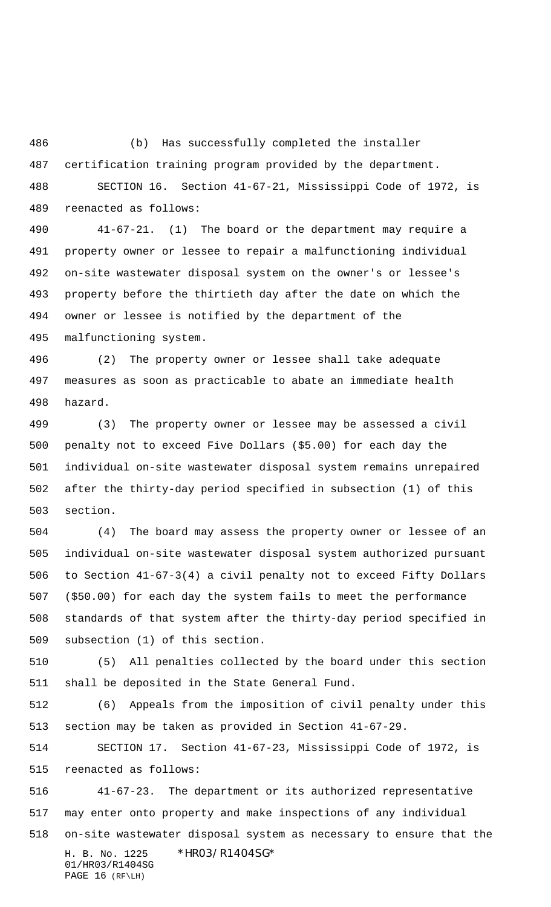(b) Has successfully completed the installer certification training program provided by the department.

SECTION 16. Section 41-67-21, Mississippi Code of 1972, is reenacted as follows:

41-67-21. (1) The board or the department may require a property owner or lessee to repair a malfunctioning individual on-site wastewater disposal system on the owner's or lessee's property before the thirtieth day after the date on which the owner or lessee is notified by the department of the malfunctioning system.

(2) The property owner or lessee shall take adequate measures as soon as practicable to abate an immediate health hazard.

(3) The property owner or lessee may be assessed a civil penalty not to exceed Five Dollars ($5.00) for each day the individual on-site wastewater disposal system remains unrepaired after the thirty-day period specified in subsection (1) of this section.

(4) The board may assess the property owner or lessee of an individual on-site wastewater disposal system authorized pursuant to Section 41-67-3(4) a civil penalty not to exceed Fifty Dollars ($50.00) for each day the system fails to meet the performance standards of that system after the thirty-day period specified in subsection (1) of this section.

(5) All penalties collected by the board under this section shall be deposited in the State General Fund.

(6) Appeals from the imposition of civil penalty under this section may be taken as provided in Section 41-67-29.

SECTION 17. Section 41-67-23, Mississippi Code of 1972, is reenacted as follows:

41-67-23. The department or its authorized representative may enter onto property and make inspections of any individual on-site wastewater disposal system as necessary to ensure that the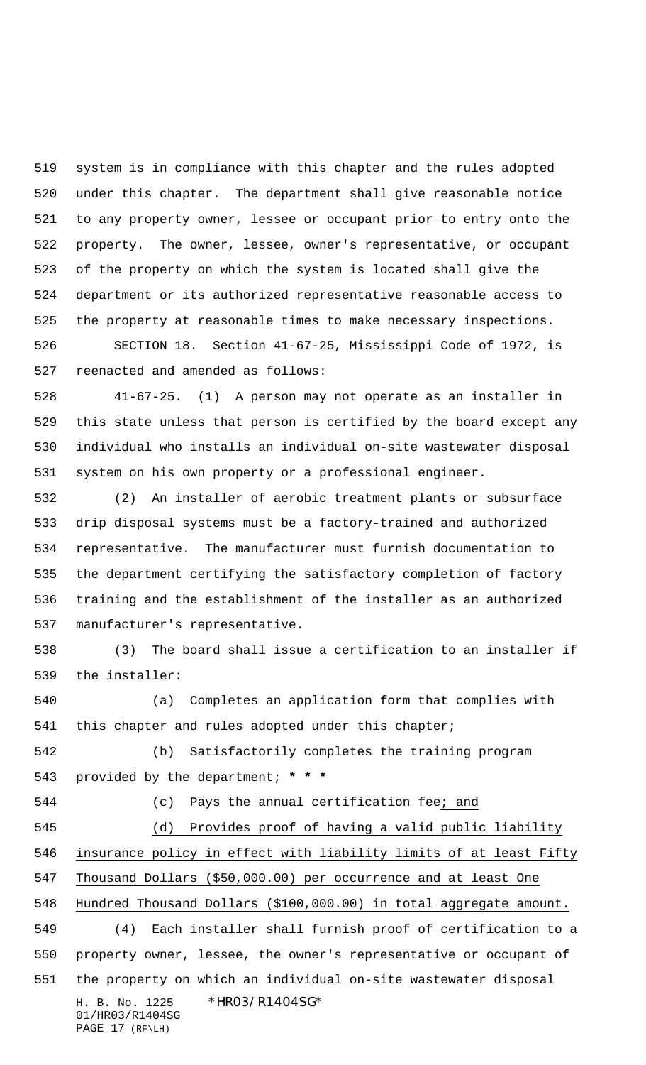system is in compliance with this chapter and the rules adopted under this chapter. The department shall give reasonable notice to any property owner, lessee or occupant prior to entry onto the property. The owner, lessee, owner's representative, or occupant of the property on which the system is located shall give the department or its authorized representative reasonable access to the property at reasonable times to make necessary inspections.

SECTION 18. Section 41-67-25, Mississippi Code of 1972, is reenacted and amended as follows:

41-67-25. (1) A person may not operate as an installer in this state unless that person is certified by the board except any individual who installs an individual on-site wastewater disposal system on his own property or a professional engineer.

(2) An installer of aerobic treatment plants or subsurface drip disposal systems must be a factory-trained and authorized representative. The manufacturer must furnish documentation to the department certifying the satisfactory completion of factory training and the establishment of the installer as an authorized manufacturer's representative.

(3) The board shall issue a certification to an installer if the installer:

(a) Completes an application form that complies with this chapter and rules adopted under this chapter;

(b) Satisfactorily completes the training program provided by the department; * * *

(c) Pays the annual certification fee; and

(d) Provides proof of having a valid public liability insurance policy in effect with liability limits of at least Fifty Thousand Dollars ($50,000.00) per occurrence and at least One Hundred Thousand Dollars ($100,000.00) in total aggregate amount.

(4) Each installer shall furnish proof of certification to a property owner, lessee, the owner's representative or occupant of the property on which an individual on-site wastewater disposal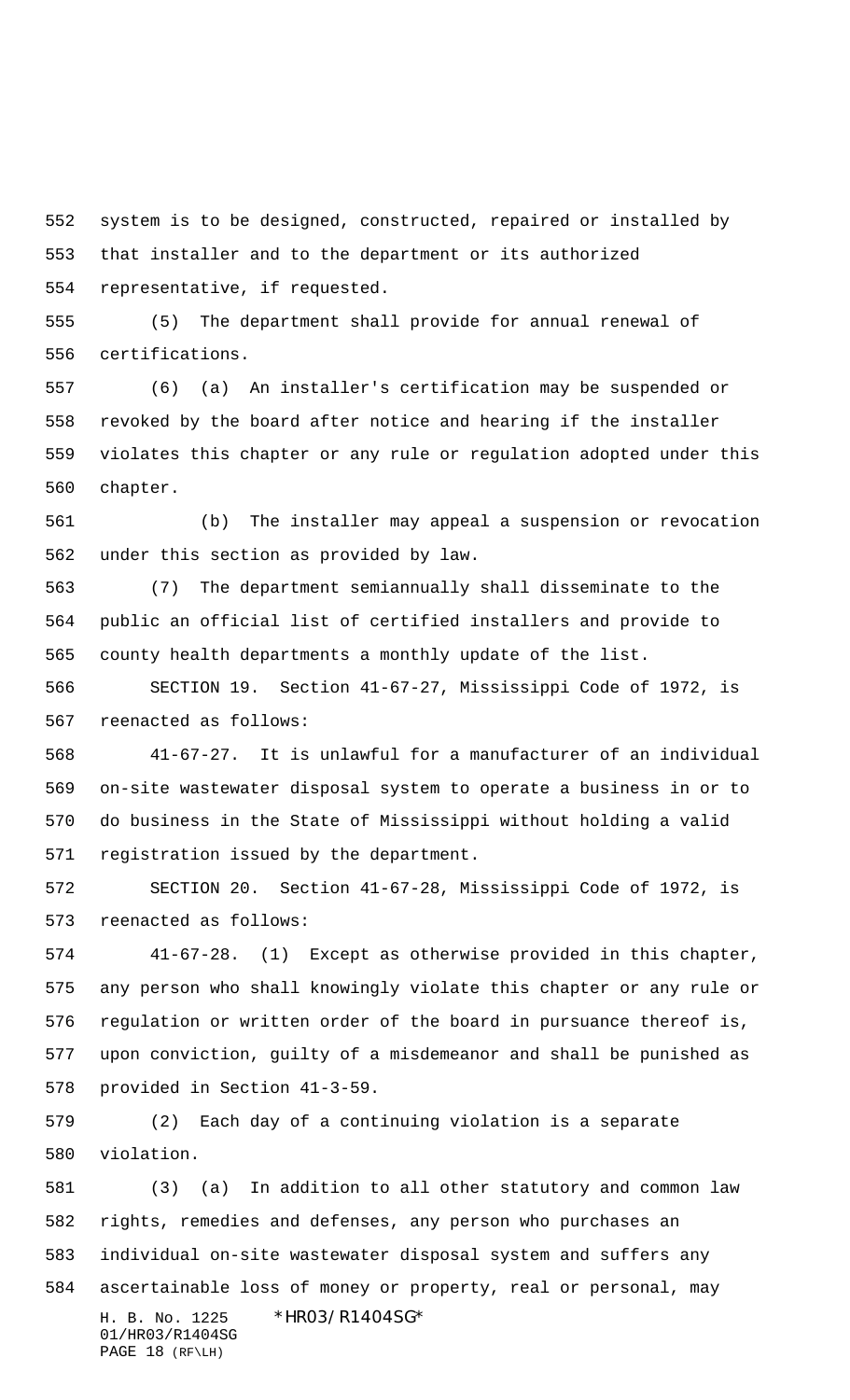system is to be designed, constructed, repaired or installed by that installer and to the department or its authorized representative, if requested.

(5) The department shall provide for annual renewal of certifications.

(6) (a) An installer's certification may be suspended or revoked by the board after notice and hearing if the installer violates this chapter or any rule or regulation adopted under this chapter.

(b) The installer may appeal a suspension or revocation under this section as provided by law.

(7) The department semiannually shall disseminate to the public an official list of certified installers and provide to county health departments a monthly update of the list.

SECTION 19. Section 41-67-27, Mississippi Code of 1972, is reenacted as follows:

41-67-27. It is unlawful for a manufacturer of an individual on-site wastewater disposal system to operate a business in or to do business in the State of Mississippi without holding a valid registration issued by the department.

SECTION 20. Section 41-67-28, Mississippi Code of 1972, is reenacted as follows:

41-67-28. (1) Except as otherwise provided in this chapter, any person who shall knowingly violate this chapter or any rule or regulation or written order of the board in pursuance thereof is, upon conviction, guilty of a misdemeanor and shall be punished as provided in Section 41-3-59.

(2) Each day of a continuing violation is a separate violation.

(3) (a) In addition to all other statutory and common law rights, remedies and defenses, any person who purchases an individual on-site wastewater disposal system and suffers any ascertainable loss of money or property, real or personal, may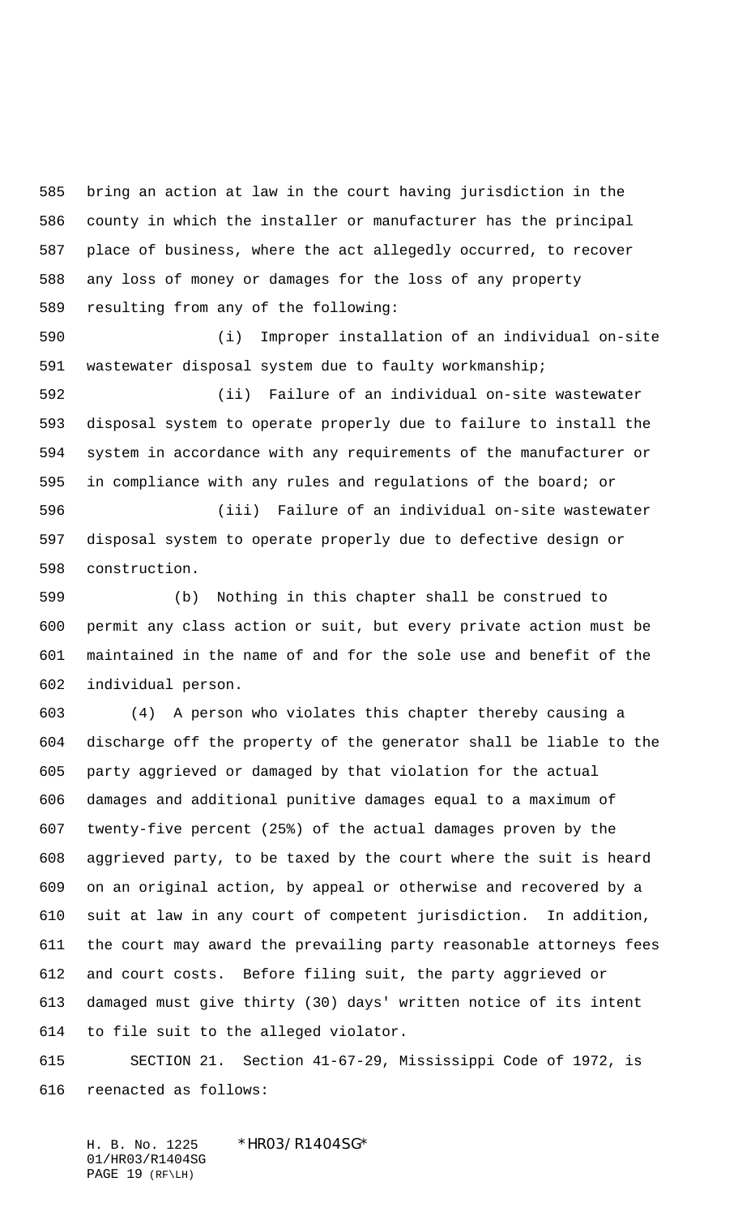bring an action at law in the court having jurisdiction in the county in which the installer or manufacturer has the principal place of business, where the act allegedly occurred, to recover any loss of money or damages for the loss of any property resulting from any of the following:

(i) Improper installation of an individual on-site wastewater disposal system due to faulty workmanship;

(ii) Failure of an individual on-site wastewater disposal system to operate properly due to failure to install the system in accordance with any requirements of the manufacturer or in compliance with any rules and regulations of the board; or

(iii) Failure of an individual on-site wastewater disposal system to operate properly due to defective design or construction.

(b) Nothing in this chapter shall be construed to permit any class action or suit, but every private action must be maintained in the name of and for the sole use and benefit of the individual person.

(4) A person who violates this chapter thereby causing a discharge off the property of the generator shall be liable to the party aggrieved or damaged by that violation for the actual damages and additional punitive damages equal to a maximum of twenty-five percent (25%) of the actual damages proven by the aggrieved party, to be taxed by the court where the suit is heard on an original action, by appeal or otherwise and recovered by a suit at law in any court of competent jurisdiction. In addition, the court may award the prevailing party reasonable attorneys fees and court costs. Before filing suit, the party aggrieved or damaged must give thirty (30) days' written notice of its intent to file suit to the alleged violator.

SECTION 21. Section 41-67-29, Mississippi Code of 1972, is reenacted as follows: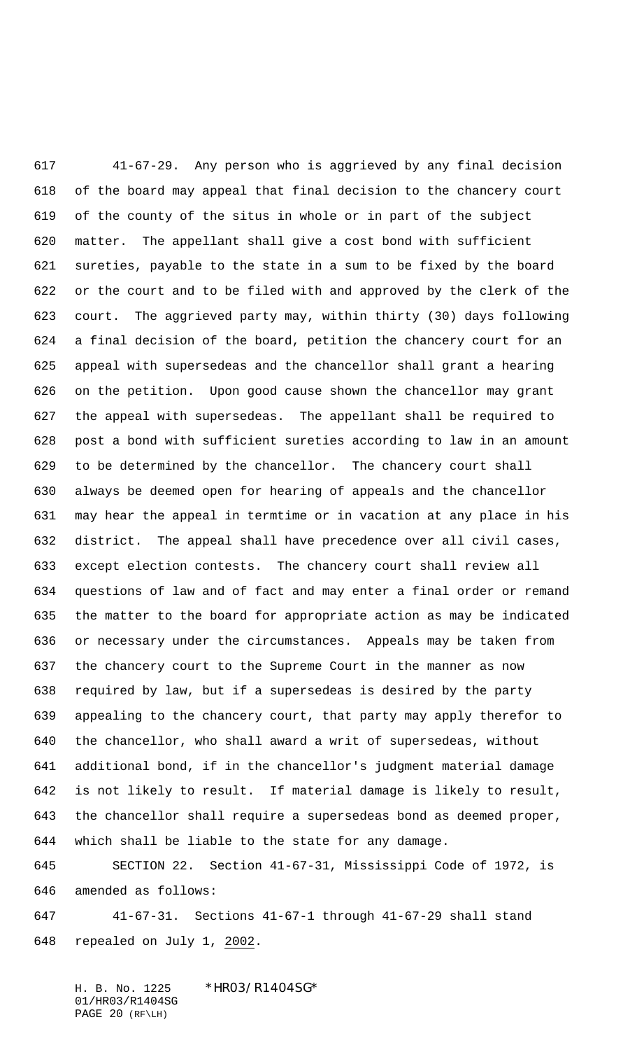41-67-29. Any person who is aggrieved by any final decision of the board may appeal that final decision to the chancery court of the county of the situs in whole or in part of the subject matter. The appellant shall give a cost bond with sufficient sureties, payable to the state in a sum to be fixed by the board or the court and to be filed with and approved by the clerk of the court. The aggrieved party may, within thirty (30) days following a final decision of the board, petition the chancery court for an appeal with supersedeas and the chancellor shall grant a hearing on the petition. Upon good cause shown the chancellor may grant the appeal with supersedeas. The appellant shall be required to post a bond with sufficient sureties according to law in an amount to be determined by the chancellor. The chancery court shall always be deemed open for hearing of appeals and the chancellor may hear the appeal in termtime or in vacation at any place in his district. The appeal shall have precedence over all civil cases, except election contests. The chancery court shall review all questions of law and of fact and may enter a final order or remand the matter to the board for appropriate action as may be indicated or necessary under the circumstances. Appeals may be taken from the chancery court to the Supreme Court in the manner as now required by law, but if a supersedeas is desired by the party appealing to the chancery court, that party may apply therefor to the chancellor, who shall award a writ of supersedeas, without additional bond, if in the chancellor's judgment material damage is not likely to result. If material damage is likely to result, the chancellor shall require a supersedeas bond as deemed proper, which shall be liable to the state for any damage.

SECTION 22. Section 41-67-31, Mississippi Code of 1972, is amended as follows:

41-67-31. Sections 41-67-1 through 41-67-29 shall stand repealed on July 1, 2002.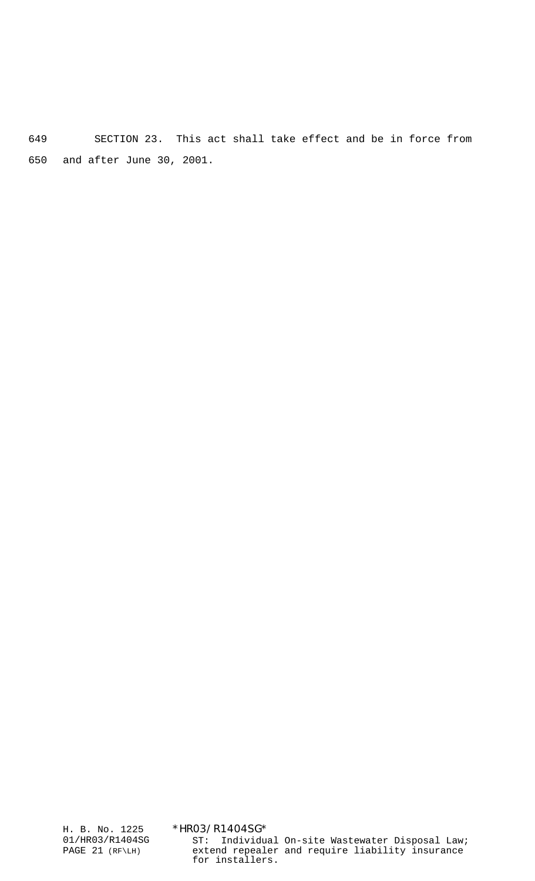SECTION 23. This act shall take effect and be in force from and after June 30, 2001.